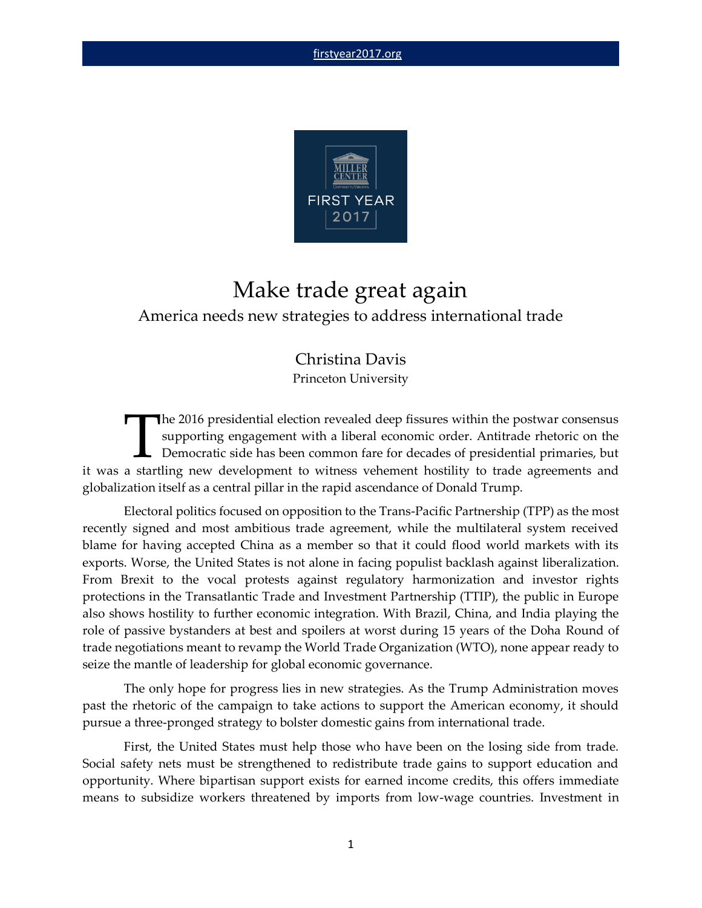# Make trade great again

America needs new strategies to address international trade

Christina Davis
Princeton University

The 2016 presidential election revealed deep fissures within the postwar consensus supporting engagement with a liberal economic order. Antitrade rhetoric on the Democratic side has been common fare for decades of presidential primaries, but it was a startling new development to witness vehement hostility to trade agreements and globalization itself as a central pillar in the rapid ascendance of Donald Trump.

Electoral politics focused on opposition to the Trans-Pacific Partnership (TPP) as the most recently signed and most ambitious trade agreement, while the multilateral system received blame for having accepted China as a member so that it could flood world markets with its exports. Worse, the United States is not alone in facing populist backlash against liberalization. From Brexit to the vocal protests against regulatory harmonization and investor rights protections in the Transatlantic Trade and Investment Partnership (TTIP), the public in Europe also shows hostility to further economic integration. With Brazil, China, and India playing the role of passive bystanders at best and spoilers at worst during 15 years of the Doha Round of trade negotiations meant to revamp the World Trade Organization (WTO), none appear ready to seize the mantle of leadership for global economic governance.

The only hope for progress lies in new strategies. As the Trump Administration moves past the rhetoric of the campaign to take actions to support the American economy, it should pursue a three-pronged strategy to bolster domestic gains from international trade.

First, the United States must help those who have been on the losing side from trade. Social safety nets must be strengthened to redistribute trade gains to support education and opportunity. Where bipartisan support exists for earned income credits, this offers immediate means to subsidize workers threatened by imports from low-wage countries. Investment in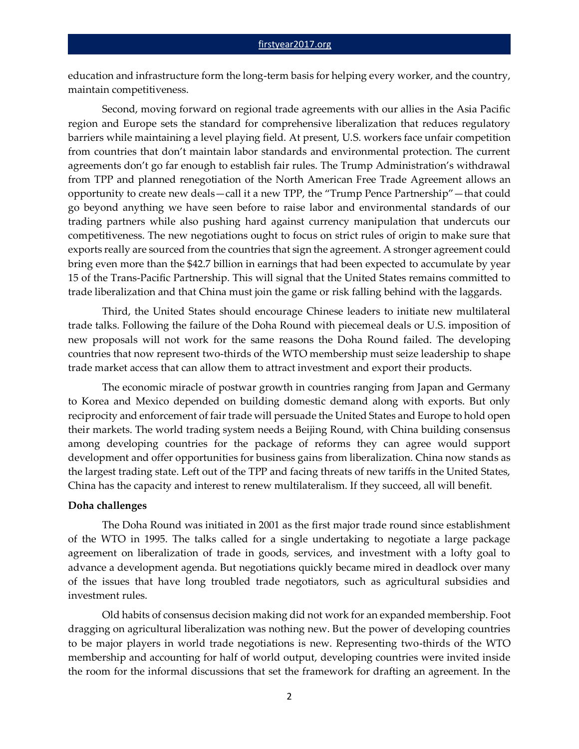education and infrastructure form the long-term basis for helping every worker, and the country, maintain competitiveness.

Second, moving forward on regional trade agreements with our allies in the Asia Pacific region and Europe sets the standard for comprehensive liberalization that reduces regulatory barriers while maintaining a level playing field. At present, U.S. workers face unfair competition from countries that don't maintain labor standards and environmental protection. The current agreements don't go far enough to establish fair rules. The Trump Administration's withdrawal from TPP and planned renegotiation of the North American Free Trade Agreement allows an opportunity to create new deals—call it a new TPP, the "Trump Pence Partnership"—that could go beyond anything we have seen before to raise labor and environmental standards of our trading partners while also pushing hard against currency manipulation that undercuts our competitiveness. The new negotiations ought to focus on strict rules of origin to make sure that exports really are sourced from the countries that sign the agreement. A stronger agreement could bring even more than the $42.7 billion in earnings that had been expected to accumulate by year 15 of the Trans-Pacific Partnership. This will signal that the United States remains committed to trade liberalization and that China must join the game or risk falling behind with the laggards.

Third, the United States should encourage Chinese leaders to initiate new multilateral trade talks. Following the failure of the Doha Round with piecemeal deals or U.S. imposition of new proposals will not work for the same reasons the Doha Round failed. The developing countries that now represent two-thirds of the WTO membership must seize leadership to shape trade market access that can allow them to attract investment and export their products.

The economic miracle of postwar growth in countries ranging from Japan and Germany to Korea and Mexico depended on building domestic demand along with exports. But only reciprocity and enforcement of fair trade will persuade the United States and Europe to hold open their markets. The world trading system needs a Beijing Round, with China building consensus among developing countries for the package of reforms they can agree would support development and offer opportunities for business gains from liberalization. China now stands as the largest trading state. Left out of the TPP and facing threats of new tariffs in the United States, China has the capacity and interest to renew multilateralism. If they succeed, all will benefit.

**Doha challenges**

The Doha Round was initiated in 2001 as the first major trade round since establishment of the WTO in 1995. The talks called for a single undertaking to negotiate a large package agreement on liberalization of trade in goods, services, and investment with a lofty goal to advance a development agenda. But negotiations quickly became mired in deadlock over many of the issues that have long troubled trade negotiators, such as agricultural subsidies and investment rules.

Old habits of consensus decision making did not work for an expanded membership. Foot dragging on agricultural liberalization was nothing new. But the power of developing countries to be major players in world trade negotiations is new. Representing two-thirds of the WTO membership and accounting for half of world output, developing countries were invited inside the room for the informal discussions that set the framework for drafting an agreement. In the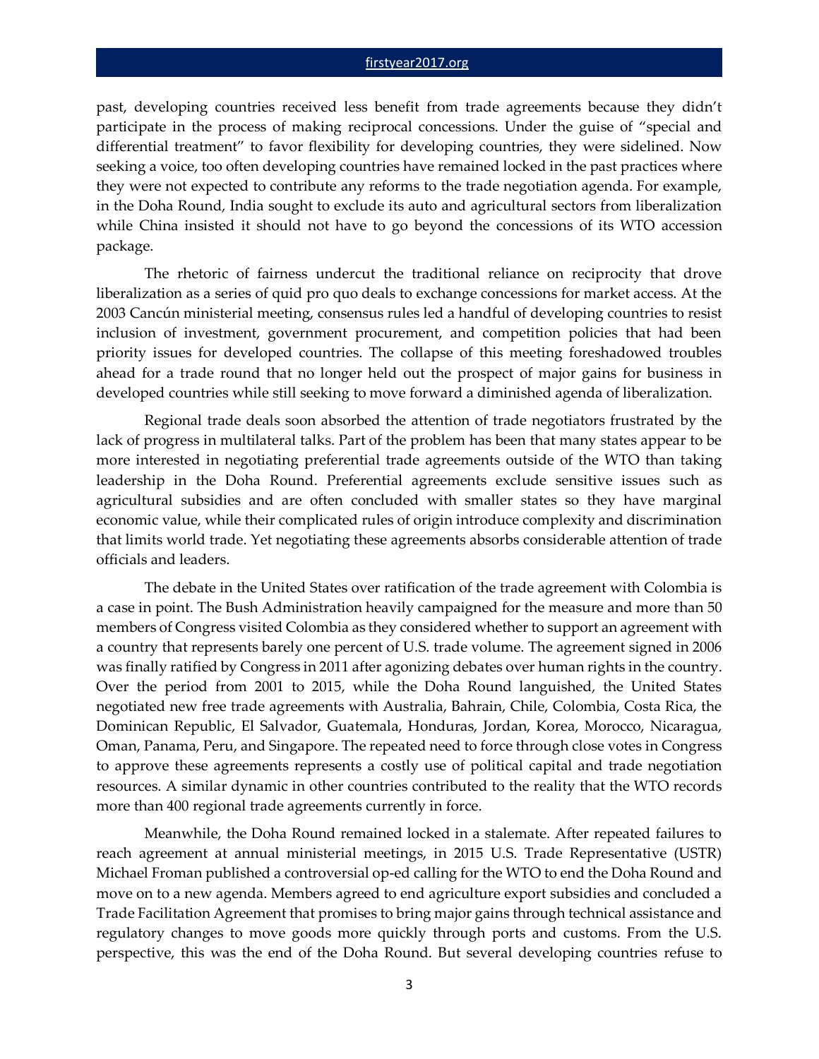past, developing countries received less benefit from trade agreements because they didn't participate in the process of making reciprocal concessions. Under the guise of "special and differential treatment" to favor flexibility for developing countries, they were sidelined. Now seeking a voice, too often developing countries have remained locked in the past practices where they were not expected to contribute any reforms to the trade negotiation agenda. For example, in the Doha Round, India sought to exclude its auto and agricultural sectors from liberalization while China insisted it should not have to go beyond the concessions of its WTO accession package.

The rhetoric of fairness undercut the traditional reliance on reciprocity that drove liberalization as a series of quid pro quo deals to exchange concessions for market access. At the 2003 Cancún ministerial meeting, consensus rules led a handful of developing countries to resist inclusion of investment, government procurement, and competition policies that had been priority issues for developed countries. The collapse of this meeting foreshadowed troubles ahead for a trade round that no longer held out the prospect of major gains for business in developed countries while still seeking to move forward a diminished agenda of liberalization.

Regional trade deals soon absorbed the attention of trade negotiators frustrated by the lack of progress in multilateral talks. Part of the problem has been that many states appear to be more interested in negotiating preferential trade agreements outside of the WTO than taking leadership in the Doha Round. Preferential agreements exclude sensitive issues such as agricultural subsidies and are often concluded with smaller states so they have marginal economic value, while their complicated rules of origin introduce complexity and discrimination that limits world trade. Yet negotiating these agreements absorbs considerable attention of trade officials and leaders.

The debate in the United States over ratification of the trade agreement with Colombia is a case in point. The Bush Administration heavily campaigned for the measure and more than 50 members of Congress visited Colombia as they considered whether to support an agreement with a country that represents barely one percent of U.S. trade volume. The agreement signed in 2006 was finally ratified by Congress in 2011 after agonizing debates over human rights in the country. Over the period from 2001 to 2015, while the Doha Round languished, the United States negotiated new free trade agreements with Australia, Bahrain, Chile, Colombia, Costa Rica, the Dominican Republic, El Salvador, Guatemala, Honduras, Jordan, Korea, Morocco, Nicaragua, Oman, Panama, Peru, and Singapore. The repeated need to force through close votes in Congress to approve these agreements represents a costly use of political capital and trade negotiation resources. A similar dynamic in other countries contributed to the reality that the WTO records more than 400 regional trade agreements currently in force.

Meanwhile, the Doha Round remained locked in a stalemate. After repeated failures to reach agreement at annual ministerial meetings, in 2015 U.S. Trade Representative (USTR) Michael Froman published a controversial op-ed calling for the WTO to end the Doha Round and move on to a new agenda. Members agreed to end agriculture export subsidies and concluded a Trade Facilitation Agreement that promises to bring major gains through technical assistance and regulatory changes to move goods more quickly through ports and customs. From the U.S. perspective, this was the end of the Doha Round. But several developing countries refuse to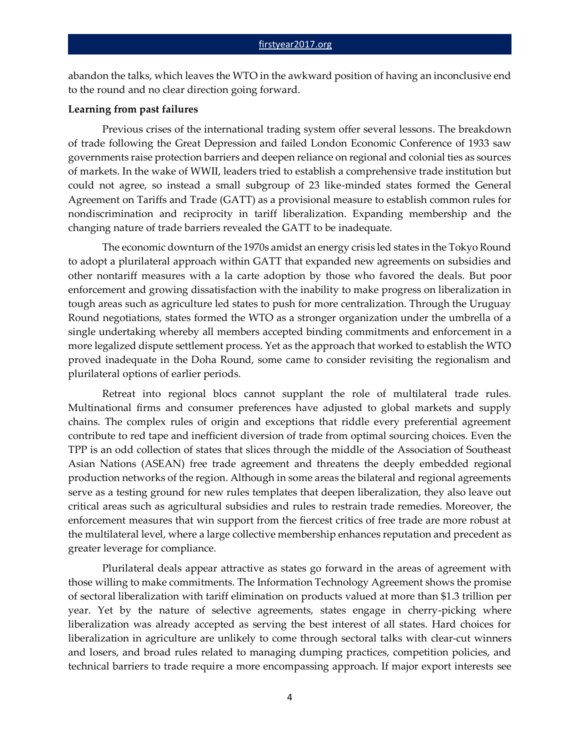abandon the talks, which leaves the WTO in the awkward position of having an inconclusive end to the round and no clear direction going forward.

**Learning from past failures**

Previous crises of the international trading system offer several lessons. The breakdown of trade following the Great Depression and failed London Economic Conference of 1933 saw governments raise protection barriers and deepen reliance on regional and colonial ties as sources of markets. In the wake of WWII, leaders tried to establish a comprehensive trade institution but could not agree, so instead a small subgroup of 23 like-minded states formed the General Agreement on Tariffs and Trade (GATT) as a provisional measure to establish common rules for nondiscrimination and reciprocity in tariff liberalization. Expanding membership and the changing nature of trade barriers revealed the GATT to be inadequate.

The economic downturn of the 1970s amidst an energy crisis led states in the Tokyo Round to adopt a plurilateral approach within GATT that expanded new agreements on subsidies and other nontariff measures with a la carte adoption by those who favored the deals. But poor enforcement and growing dissatisfaction with the inability to make progress on liberalization in tough areas such as agriculture led states to push for more centralization. Through the Uruguay Round negotiations, states formed the WTO as a stronger organization under the umbrella of a single undertaking whereby all members accepted binding commitments and enforcement in a more legalized dispute settlement process. Yet as the approach that worked to establish the WTO proved inadequate in the Doha Round, some came to consider revisiting the regionalism and plurilateral options of earlier periods.

Retreat into regional blocs cannot supplant the role of multilateral trade rules. Multinational firms and consumer preferences have adjusted to global markets and supply chains. The complex rules of origin and exceptions that riddle every preferential agreement contribute to red tape and inefficient diversion of trade from optimal sourcing choices. Even the TPP is an odd collection of states that slices through the middle of the Association of Southeast Asian Nations (ASEAN) free trade agreement and threatens the deeply embedded regional production networks of the region. Although in some areas the bilateral and regional agreements serve as a testing ground for new rules templates that deepen liberalization, they also leave out critical areas such as agricultural subsidies and rules to restrain trade remedies. Moreover, the enforcement measures that win support from the fiercest critics of free trade are more robust at the multilateral level, where a large collective membership enhances reputation and precedent as greater leverage for compliance.

Plurilateral deals appear attractive as states go forward in the areas of agreement with those willing to make commitments. The Information Technology Agreement shows the promise of sectoral liberalization with tariff elimination on products valued at more than $1.3 trillion per year. Yet by the nature of selective agreements, states engage in cherry-picking where liberalization was already accepted as serving the best interest of all states. Hard choices for liberalization in agriculture are unlikely to come through sectoral talks with clear-cut winners and losers, and broad rules related to managing dumping practices, competition policies, and technical barriers to trade require a more encompassing approach. If major export interests see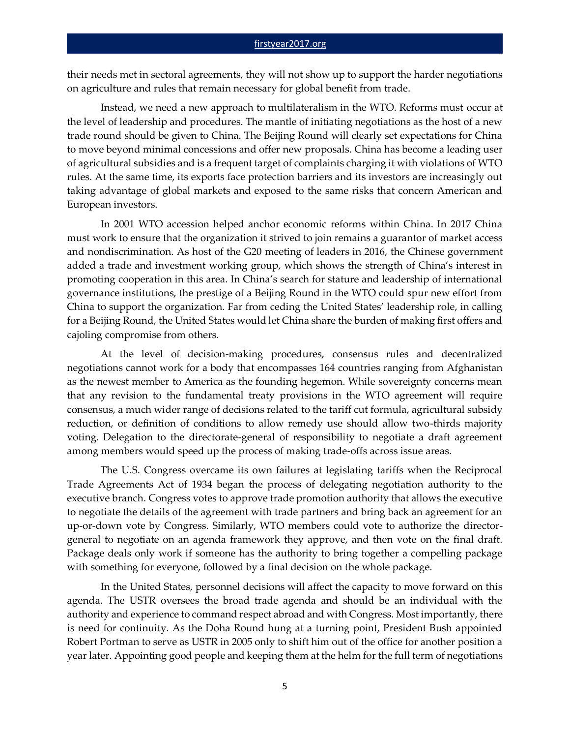their needs met in sectoral agreements, they will not show up to support the harder negotiations on agriculture and rules that remain necessary for global benefit from trade.

Instead, we need a new approach to multilateralism in the WTO. Reforms must occur at the level of leadership and procedures. The mantle of initiating negotiations as the host of a new trade round should be given to China. The Beijing Round will clearly set expectations for China to move beyond minimal concessions and offer new proposals. China has become a leading user of agricultural subsidies and is a frequent target of complaints charging it with violations of WTO rules. At the same time, its exports face protection barriers and its investors are increasingly out taking advantage of global markets and exposed to the same risks that concern American and European investors.

In 2001 WTO accession helped anchor economic reforms within China. In 2017 China must work to ensure that the organization it strived to join remains a guarantor of market access and nondiscrimination. As host of the G20 meeting of leaders in 2016, the Chinese government added a trade and investment working group, which shows the strength of China's interest in promoting cooperation in this area. In China's search for stature and leadership of international governance institutions, the prestige of a Beijing Round in the WTO could spur new effort from China to support the organization. Far from ceding the United States' leadership role, in calling for a Beijing Round, the United States would let China share the burden of making first offers and cajoling compromise from others.

At the level of decision-making procedures, consensus rules and decentralized negotiations cannot work for a body that encompasses 164 countries ranging from Afghanistan as the newest member to America as the founding hegemon. While sovereignty concerns mean that any revision to the fundamental treaty provisions in the WTO agreement will require consensus, a much wider range of decisions related to the tariff cut formula, agricultural subsidy reduction, or definition of conditions to allow remedy use should allow two-thirds majority voting. Delegation to the directorate-general of responsibility to negotiate a draft agreement among members would speed up the process of making trade-offs across issue areas.

The U.S. Congress overcame its own failures at legislating tariffs when the Reciprocal Trade Agreements Act of 1934 began the process of delegating negotiation authority to the executive branch. Congress votes to approve trade promotion authority that allows the executive to negotiate the details of the agreement with trade partners and bring back an agreement for an up-or-down vote by Congress. Similarly, WTO members could vote to authorize the director-general to negotiate on an agenda framework they approve, and then vote on the final draft. Package deals only work if someone has the authority to bring together a compelling package with something for everyone, followed by a final decision on the whole package.

In the United States, personnel decisions will affect the capacity to move forward on this agenda. The USTR oversees the broad trade agenda and should be an individual with the authority and experience to command respect abroad and with Congress. Most importantly, there is need for continuity. As the Doha Round hung at a turning point, President Bush appointed Robert Portman to serve as USTR in 2005 only to shift him out of the office for another position a year later. Appointing good people and keeping them at the helm for the full term of negotiations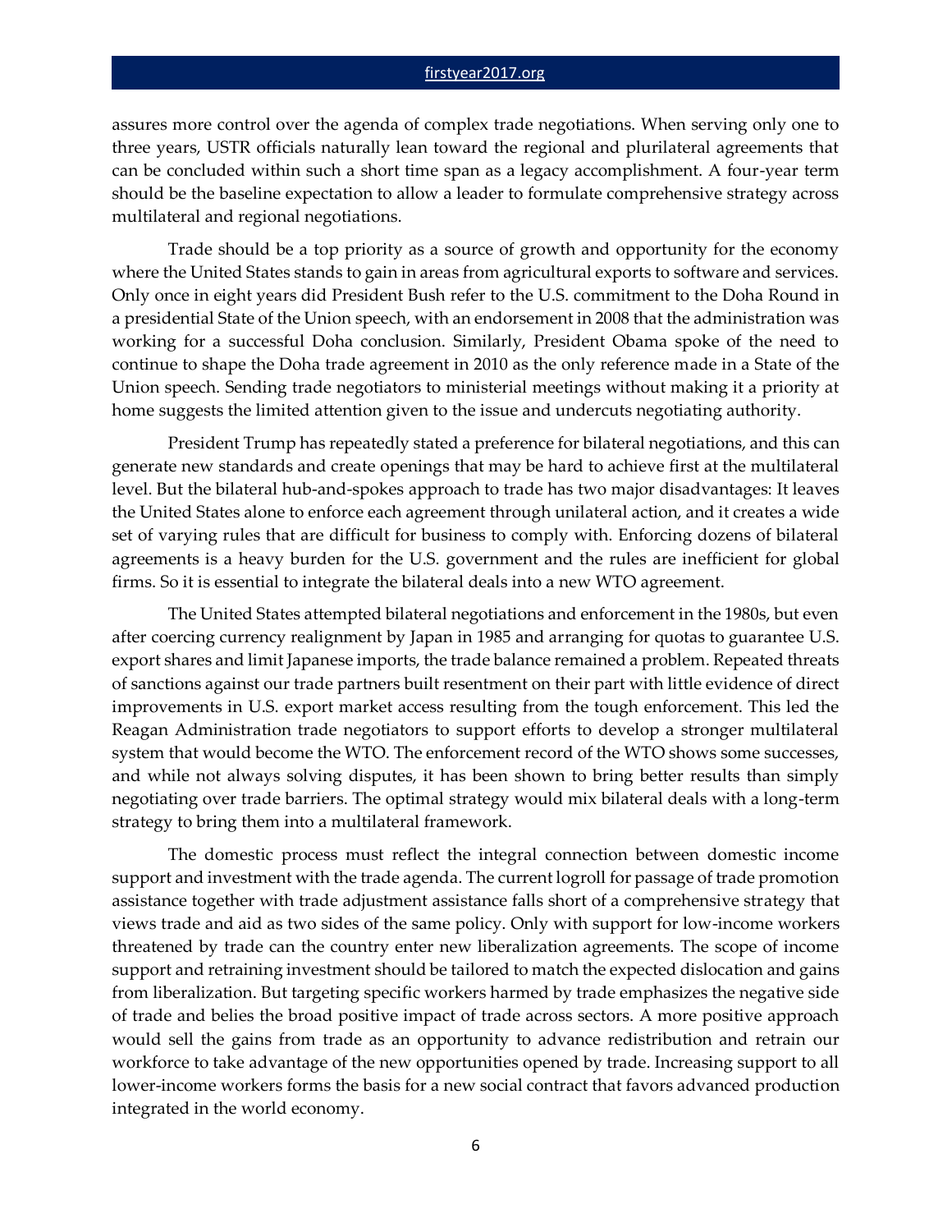assures more control over the agenda of complex trade negotiations. When serving only one to three years, USTR officials naturally lean toward the regional and plurilateral agreements that can be concluded within such a short time span as a legacy accomplishment. A four-year term should be the baseline expectation to allow a leader to formulate comprehensive strategy across multilateral and regional negotiations.

Trade should be a top priority as a source of growth and opportunity for the economy where the United States stands to gain in areas from agricultural exports to software and services. Only once in eight years did President Bush refer to the U.S. commitment to the Doha Round in a presidential State of the Union speech, with an endorsement in 2008 that the administration was working for a successful Doha conclusion. Similarly, President Obama spoke of the need to continue to shape the Doha trade agreement in 2010 as the only reference made in a State of the Union speech. Sending trade negotiators to ministerial meetings without making it a priority at home suggests the limited attention given to the issue and undercuts negotiating authority.

President Trump has repeatedly stated a preference for bilateral negotiations, and this can generate new standards and create openings that may be hard to achieve first at the multilateral level. But the bilateral hub-and-spokes approach to trade has two major disadvantages: It leaves the United States alone to enforce each agreement through unilateral action, and it creates a wide set of varying rules that are difficult for business to comply with. Enforcing dozens of bilateral agreements is a heavy burden for the U.S. government and the rules are inefficient for global firms. So it is essential to integrate the bilateral deals into a new WTO agreement.

The United States attempted bilateral negotiations and enforcement in the 1980s, but even after coercing currency realignment by Japan in 1985 and arranging for quotas to guarantee U.S. export shares and limit Japanese imports, the trade balance remained a problem. Repeated threats of sanctions against our trade partners built resentment on their part with little evidence of direct improvements in U.S. export market access resulting from the tough enforcement. This led the Reagan Administration trade negotiators to support efforts to develop a stronger multilateral system that would become the WTO. The enforcement record of the WTO shows some successes, and while not always solving disputes, it has been shown to bring better results than simply negotiating over trade barriers. The optimal strategy would mix bilateral deals with a long-term strategy to bring them into a multilateral framework.

The domestic process must reflect the integral connection between domestic income support and investment with the trade agenda. The current logroll for passage of trade promotion assistance together with trade adjustment assistance falls short of a comprehensive strategy that views trade and aid as two sides of the same policy. Only with support for low-income workers threatened by trade can the country enter new liberalization agreements. The scope of income support and retraining investment should be tailored to match the expected dislocation and gains from liberalization. But targeting specific workers harmed by trade emphasizes the negative side of trade and belies the broad positive impact of trade across sectors. A more positive approach would sell the gains from trade as an opportunity to advance redistribution and retrain our workforce to take advantage of the new opportunities opened by trade. Increasing support to all lower-income workers forms the basis for a new social contract that favors advanced production integrated in the world economy.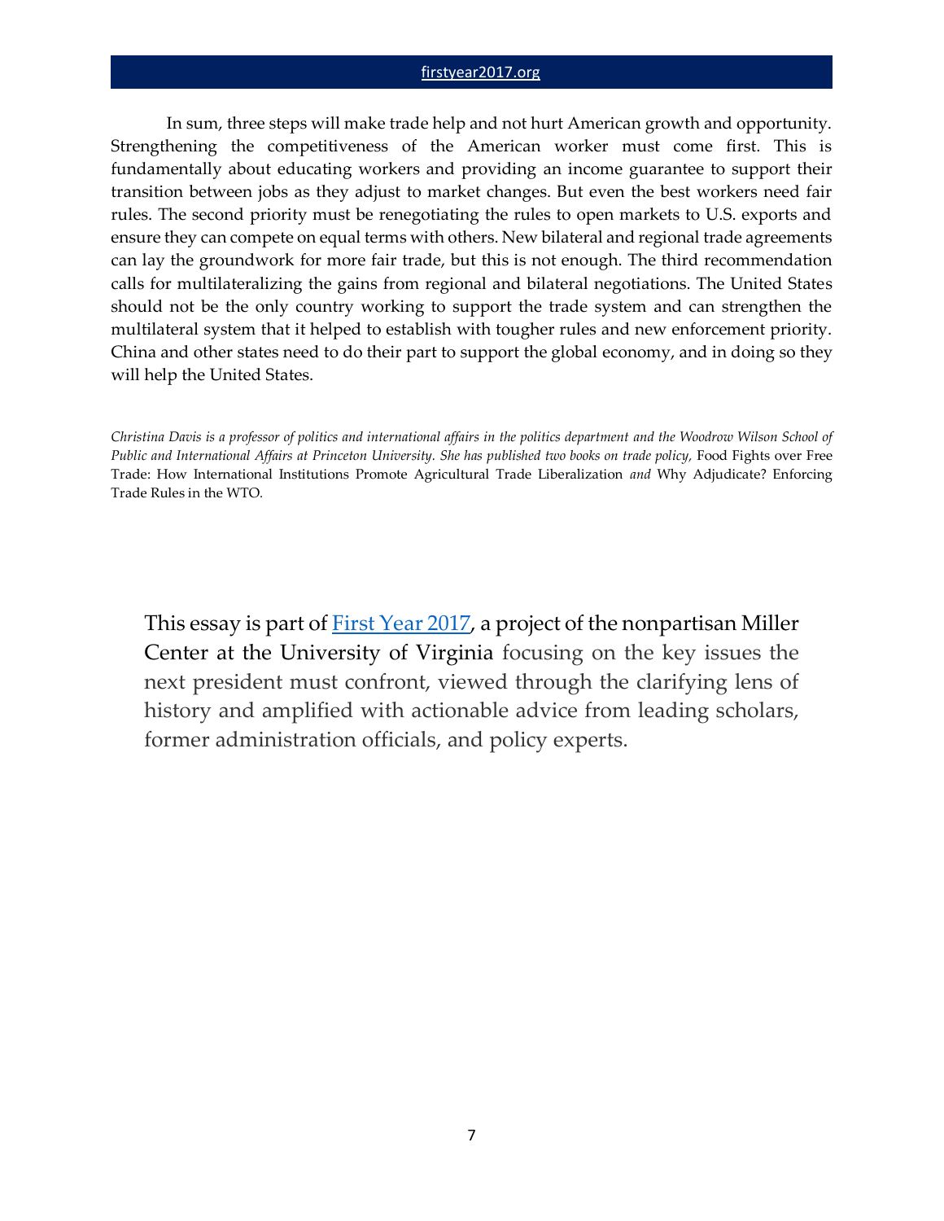In sum, three steps will make trade help and not hurt American growth and opportunity. Strengthening the competitiveness of the American worker must come first. This is fundamentally about educating workers and providing an income guarantee to support their transition between jobs as they adjust to market changes. But even the best workers need fair rules. The second priority must be renegotiating the rules to open markets to U.S. exports and ensure they can compete on equal terms with others. New bilateral and regional trade agreements can lay the groundwork for more fair trade, but this is not enough. The third recommendation calls for multilateralizing the gains from regional and bilateral negotiations. The United States should not be the only country working to support the trade system and can strengthen the multilateral system that it helped to establish with tougher rules and new enforcement priority. China and other states need to do their part to support the global economy, and in doing so they will help the United States.

*Christina Davis is a professor of politics and international affairs in the politics department and the Woodrow Wilson School of Public and International Affairs at Princeton University. She has published two books on trade policy,* Food Fights over Free Trade: How International Institutions Promote Agricultural Trade Liberalization *and* Why Adjudicate? Enforcing Trade Rules in the WTO.

This essay is part of [First Year 2017](firstyear2017.org), a project of the nonpartisan Miller Center at the University of Virginia focusing on the key issues the next president must confront, viewed through the clarifying lens of history and amplified with actionable advice from leading scholars, former administration officials, and policy experts.